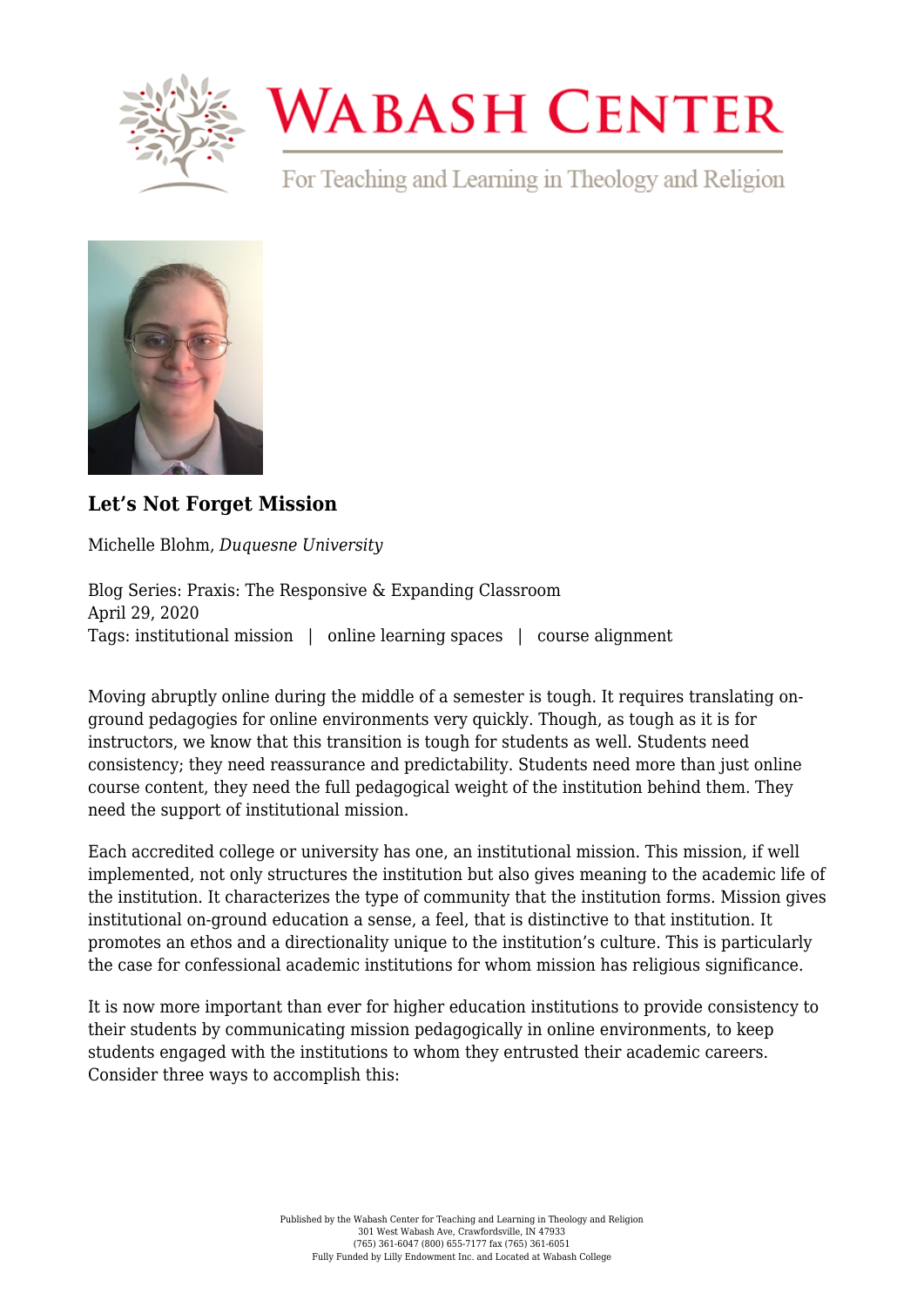# Wabash Center

For Teaching and Learning in Theology and Religion

## Let's Not Forget Mission

Michelle Blohm, *Duquesne University*

Blog Series: Praxis: The Responsive & Expanding Classroom
April 29, 2020
Tags: institutional mission | online learning spaces | course alignment

Moving abruptly online during the middle of a semester is tough. It requires translating on-ground pedagogies for online environments very quickly. Though, as tough as it is for instructors, we know that this transition is tough for students as well. Students need consistency; they need reassurance and predictability. Students need more than just online course content, they need the full pedagogical weight of the institution behind them. They need the support of institutional mission.

Each accredited college or university has one, an institutional mission. This mission, if well implemented, not only structures the institution but also gives meaning to the academic life of the institution. It characterizes the type of community that the institution forms. Mission gives institutional on-ground education a sense, a feel, that is distinctive to that institution. It promotes an ethos and a directionality unique to the institution's culture. This is particularly the case for confessional academic institutions for whom mission has religious significance.

It is now more important than ever for higher education institutions to provide consistency to their students by communicating mission pedagogically in online environments, to keep students engaged with the institutions to whom they entrusted their academic careers. Consider three ways to accomplish this: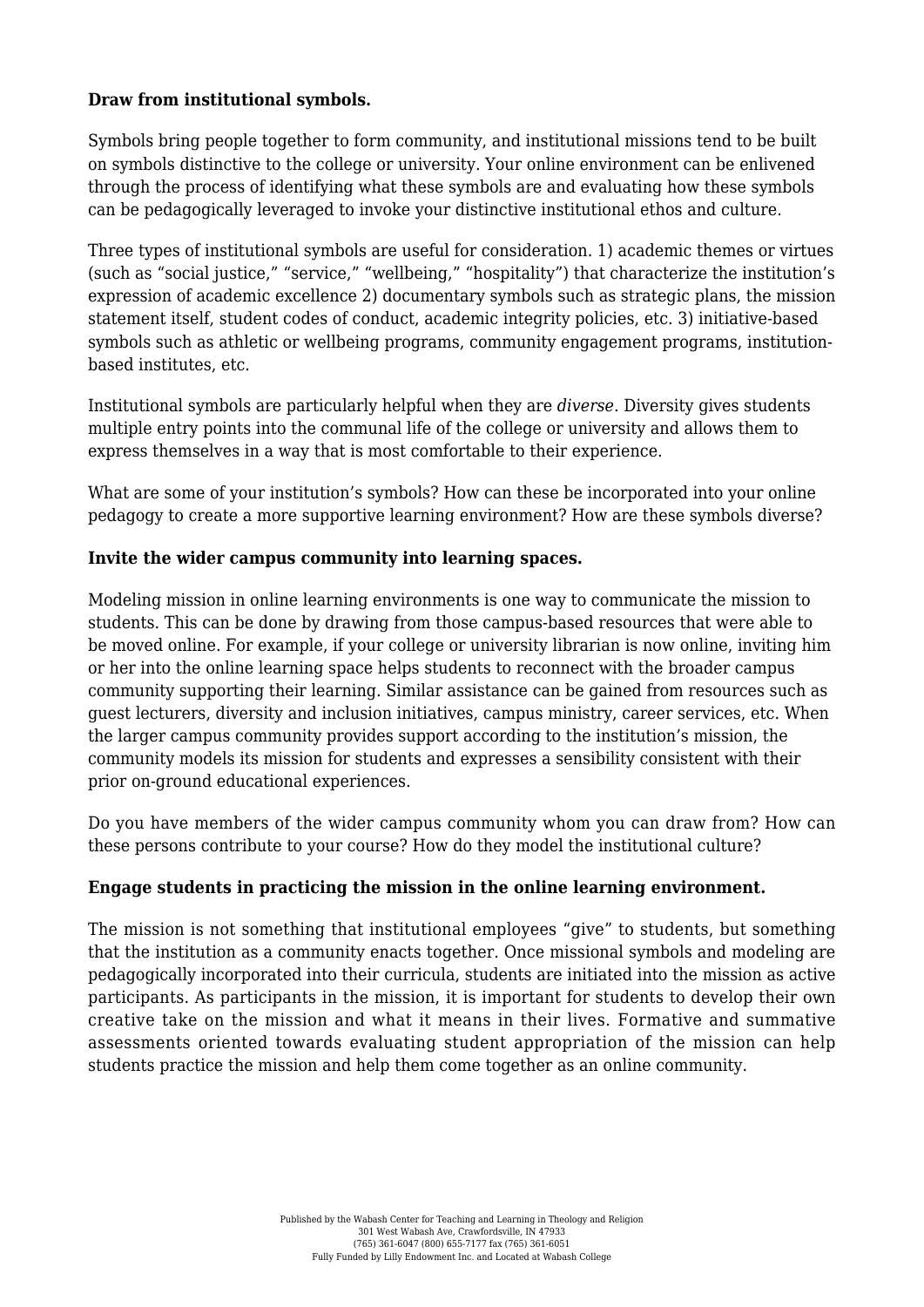**Draw from institutional symbols.**

Symbols bring people together to form community, and institutional missions tend to be built on symbols distinctive to the college or university. Your online environment can be enlivened through the process of identifying what these symbols are and evaluating how these symbols can be pedagogically leveraged to invoke your distinctive institutional ethos and culture.

Three types of institutional symbols are useful for consideration. 1) academic themes or virtues (such as "social justice," "service," "wellbeing," "hospitality") that characterize the institution's expression of academic excellence 2) documentary symbols such as strategic plans, the mission statement itself, student codes of conduct, academic integrity policies, etc. 3) initiative-based symbols such as athletic or wellbeing programs, community engagement programs, institution-based institutes, etc.

Institutional symbols are particularly helpful when they are *diverse*. Diversity gives students multiple entry points into the communal life of the college or university and allows them to express themselves in a way that is most comfortable to their experience.

What are some of your institution's symbols? How can these be incorporated into your online pedagogy to create a more supportive learning environment? How are these symbols diverse?

**Invite the wider campus community into learning spaces.**

Modeling mission in online learning environments is one way to communicate the mission to students. This can be done by drawing from those campus-based resources that were able to be moved online. For example, if your college or university librarian is now online, inviting him or her into the online learning space helps students to reconnect with the broader campus community supporting their learning. Similar assistance can be gained from resources such as guest lecturers, diversity and inclusion initiatives, campus ministry, career services, etc. When the larger campus community provides support according to the institution's mission, the community models its mission for students and expresses a sensibility consistent with their prior on-ground educational experiences.

Do you have members of the wider campus community whom you can draw from? How can these persons contribute to your course? How do they model the institutional culture?

**Engage students in practicing the mission in the online learning environment.**

The mission is not something that institutional employees "give" to students, but something that the institution as a community enacts together. Once missional symbols and modeling are pedagogically incorporated into their curricula, students are initiated into the mission as active participants. As participants in the mission, it is important for students to develop their own creative take on the mission and what it means in their lives. Formative and summative assessments oriented towards evaluating student appropriation of the mission can help students practice the mission and help them come together as an online community.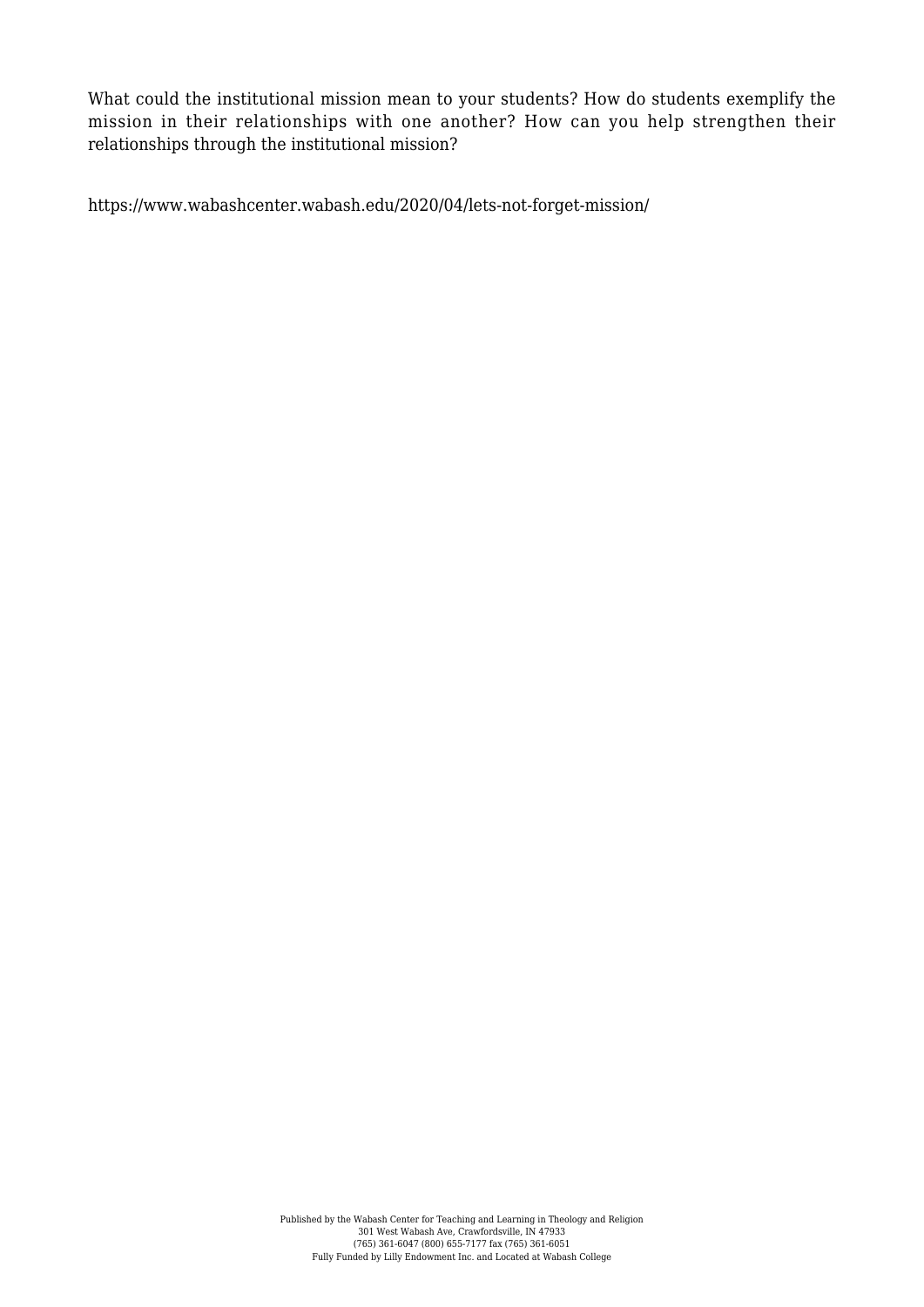What could the institutional mission mean to your students? How do students exemplify the mission in their relationships with one another? How can you help strengthen their relationships through the institutional mission?

https://www.wabashcenter.wabash.edu/2020/04/lets-not-forget-mission/